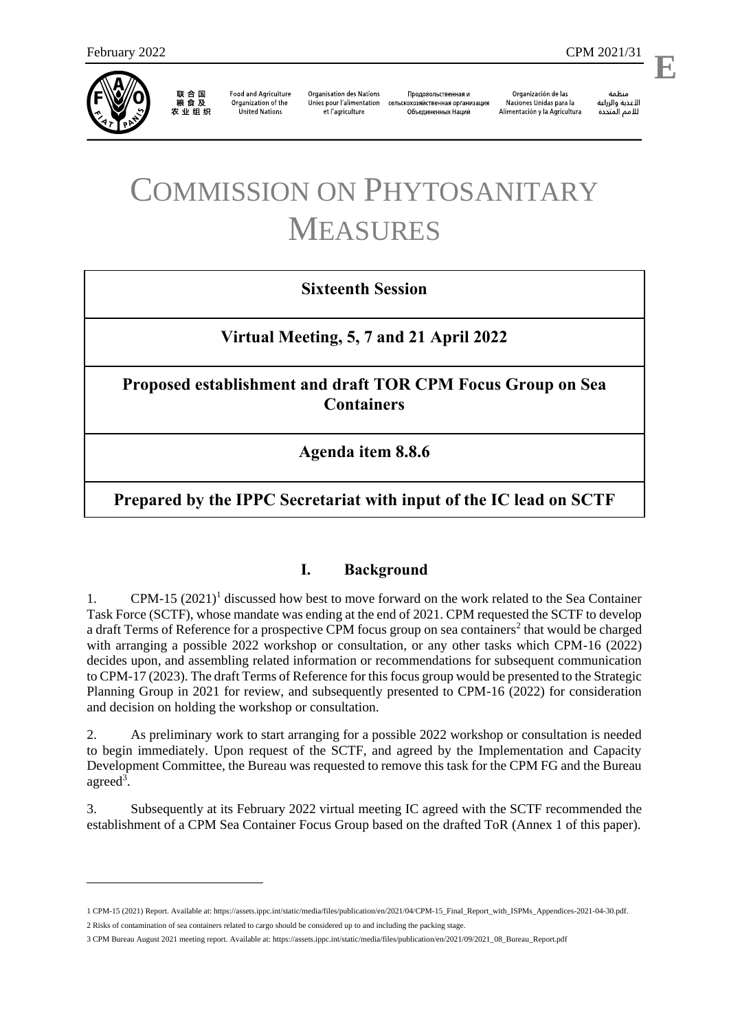February 2022 CPM 2021/31

E

联合国粮食及农业组织 | Food and Agriculture Organization of the United Nations | Organisation des Nations Unies pour l'alimentation et l'agriculture | Продовольственная и сельскохозяйственная организация Объединенных Наций | Organización de las Naciones Unidas para la Alimentación y la Agricultura | منظمة الأغذية والزراعة للأمم المتحدة

# COMMISSION ON PHYTOSANITARY MEASURES

## Sixteenth Session

## Virtual Meeting, 5, 7 and 21 April 2022

## Proposed establishment and draft TOR CPM Focus Group on Sea Containers

## Agenda item 8.8.6

## Prepared by the IPPC Secretariat with input of the IC lead on SCTF

## I. Background

1. CPM-15 (2021)[1] discussed how best to move forward on the work related to the Sea Container Task Force (SCTF), whose mandate was ending at the end of 2021. CPM requested the SCTF to develop a draft Terms of Reference for a prospective CPM focus group on sea containers[2] that would be charged with arranging a possible 2022 workshop or consultation, or any other tasks which CPM-16 (2022) decides upon, and assembling related information or recommendations for subsequent communication to CPM-17 (2023). The draft Terms of Reference for this focus group would be presented to the Strategic Planning Group in 2021 for review, and subsequently presented to CPM-16 (2022) for consideration and decision on holding the workshop or consultation.

2. As preliminary work to start arranging for a possible 2022 workshop or consultation is needed to begin immediately. Upon request of the SCTF, and agreed by the Implementation and Capacity Development Committee, the Bureau was requested to remove this task for the CPM FG and the Bureau agreed[3].

3. Subsequently at its February 2022 virtual meeting IC agreed with the SCTF recommended the establishment of a CPM Sea Container Focus Group based on the drafted ToR (Annex 1 of this paper).

1 CPM-15 (2021) Report. Available at: https://assets.ippc.int/static/media/files/publication/en/2021/04/CPM-15_Final_Report_with_ISPMs_Appendices-2021-04-30.pdf.

2 Risks of contamination of sea containers related to cargo should be considered up to and including the packing stage.

3 CPM Bureau August 2021 meeting report. Available at: https://assets.ippc.int/static/media/files/publication/en/2021/09/2021_08_Bureau_Report.pdf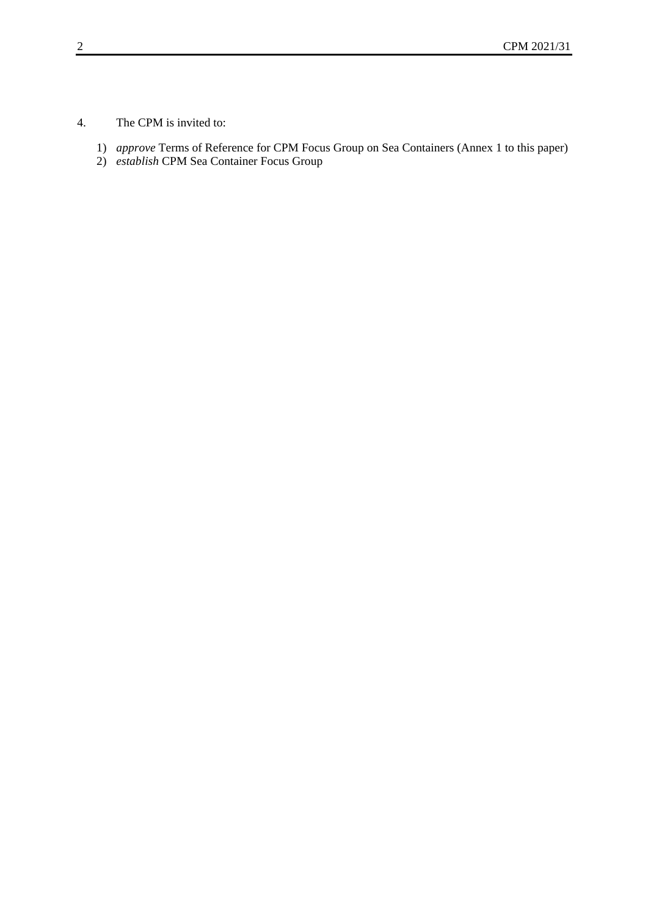4. The CPM is invited to:

1) *approve* Terms of Reference for CPM Focus Group on Sea Containers (Annex 1 to this paper)
2) *establish* CPM Sea Container Focus Group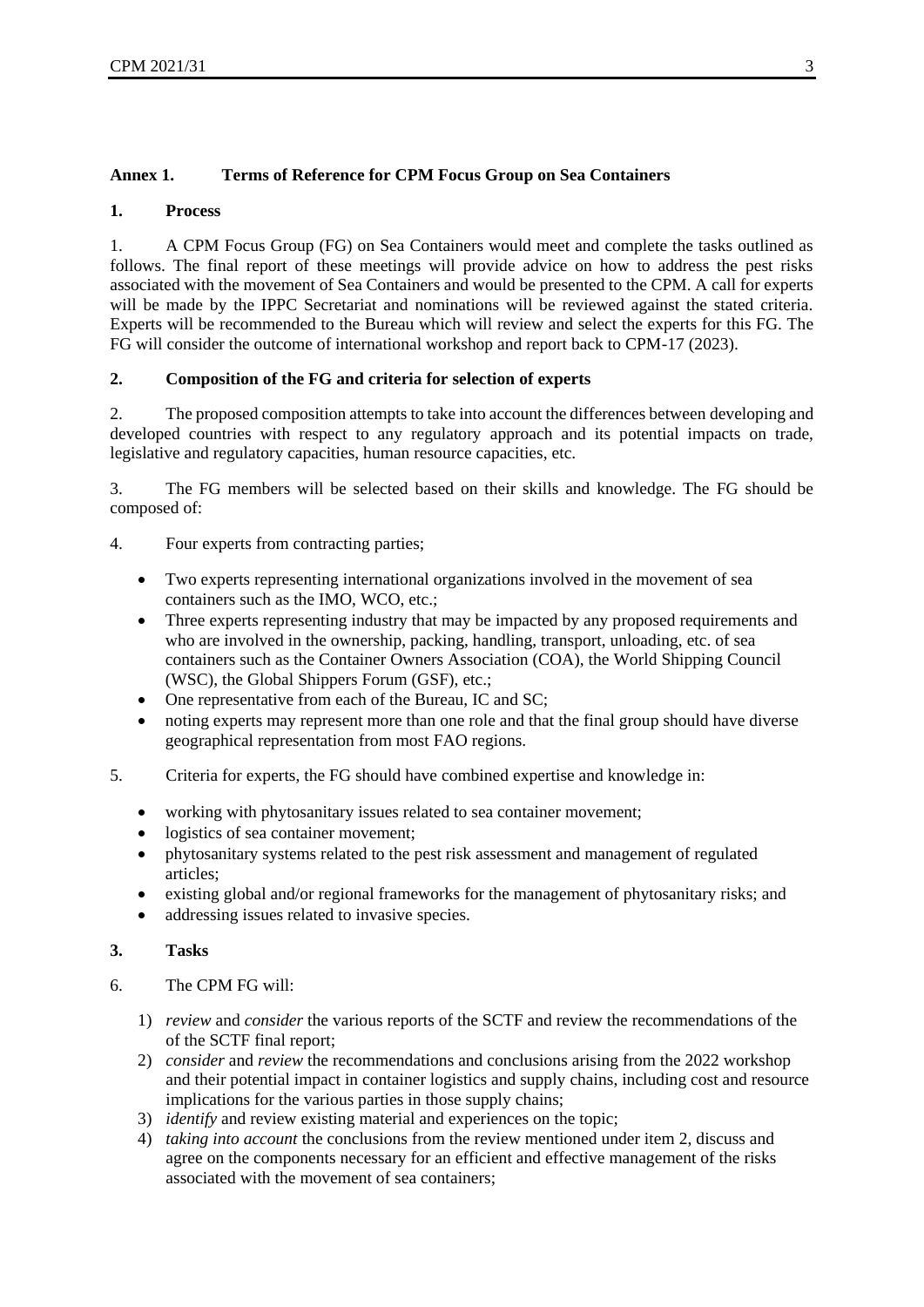## Annex 1. Terms of Reference for CPM Focus Group on Sea Containers

### 1. Process

1. A CPM Focus Group (FG) on Sea Containers would meet and complete the tasks outlined as follows. The final report of these meetings will provide advice on how to address the pest risks associated with the movement of Sea Containers and would be presented to the CPM. A call for experts will be made by the IPPC Secretariat and nominations will be reviewed against the stated criteria. Experts will be recommended to the Bureau which will review and select the experts for this FG. The FG will consider the outcome of international workshop and report back to CPM-17 (2023).

### 2. Composition of the FG and criteria for selection of experts

2. The proposed composition attempts to take into account the differences between developing and developed countries with respect to any regulatory approach and its potential impacts on trade, legislative and regulatory capacities, human resource capacities, etc.

3. The FG members will be selected based on their skills and knowledge. The FG should be composed of:

4. Four experts from contracting parties;

- Two experts representing international organizations involved in the movement of sea containers such as the IMO, WCO, etc.;
- Three experts representing industry that may be impacted by any proposed requirements and who are involved in the ownership, packing, handling, transport, unloading, etc. of sea containers such as the Container Owners Association (COA), the World Shipping Council (WSC), the Global Shippers Forum (GSF), etc.;
- One representative from each of the Bureau, IC and SC;
- noting experts may represent more than one role and that the final group should have diverse geographical representation from most FAO regions.

5. Criteria for experts, the FG should have combined expertise and knowledge in:

- working with phytosanitary issues related to sea container movement;
- logistics of sea container movement;
- phytosanitary systems related to the pest risk assessment and management of regulated articles;
- existing global and/or regional frameworks for the management of phytosanitary risks; and
- addressing issues related to invasive species.

### 3. Tasks

6. The CPM FG will:

1) *review* and *consider* the various reports of the SCTF and review the recommendations of the of the SCTF final report;
2) *consider* and *review* the recommendations and conclusions arising from the 2022 workshop and their potential impact in container logistics and supply chains, including cost and resource implications for the various parties in those supply chains;
3) *identify* and review existing material and experiences on the topic;
4) *taking into account* the conclusions from the review mentioned under item 2, discuss and agree on the components necessary for an efficient and effective management of the risks associated with the movement of sea containers;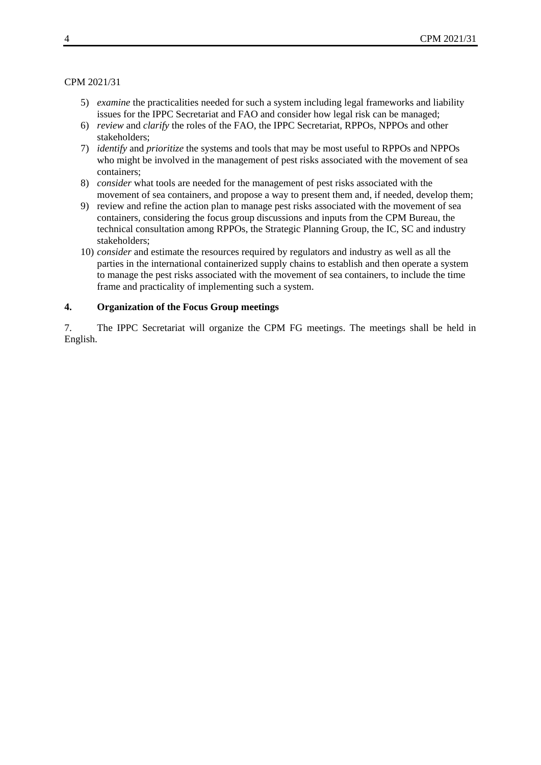CPM 2021/31

5) *examine* the practicalities needed for such a system including legal frameworks and liability issues for the IPPC Secretariat and FAO and consider how legal risk can be managed;
6) *review* and *clarify* the roles of the FAO, the IPPC Secretariat, RPPOs, NPPOs and other stakeholders;
7) *identify* and *prioritize* the systems and tools that may be most useful to RPPOs and NPPOs who might be involved in the management of pest risks associated with the movement of sea containers;
8) *consider* what tools are needed for the management of pest risks associated with the movement of sea containers, and propose a way to present them and, if needed, develop them;
9) review and refine the action plan to manage pest risks associated with the movement of sea containers, considering the focus group discussions and inputs from the CPM Bureau, the technical consultation among RPPOs, the Strategic Planning Group, the IC, SC and industry stakeholders;
10) *consider* and estimate the resources required by regulators and industry as well as all the parties in the international containerized supply chains to establish and then operate a system to manage the pest risks associated with the movement of sea containers, to include the time frame and practicality of implementing such a system.

## 4. Organization of the Focus Group meetings

7. The IPPC Secretariat will organize the CPM FG meetings. The meetings shall be held in English.